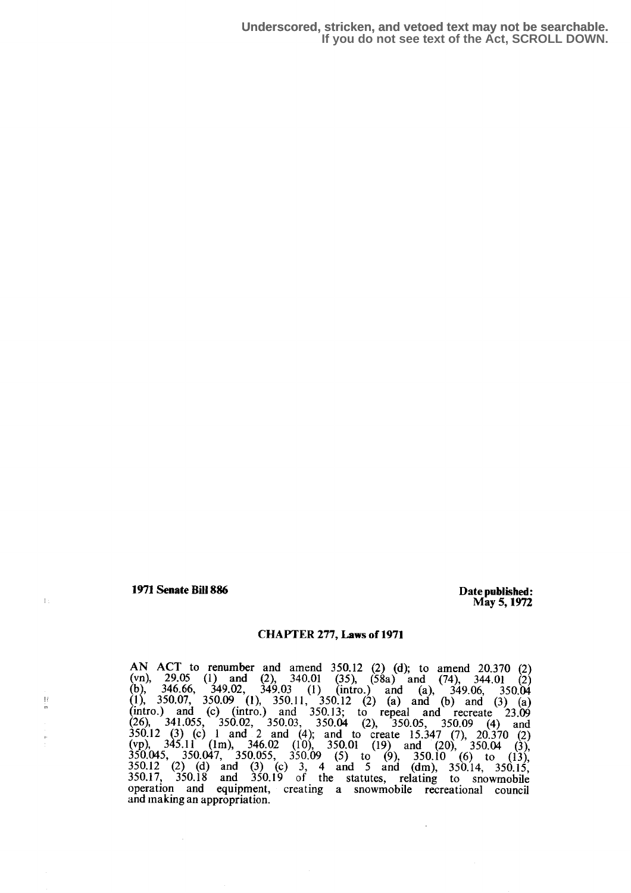**Underscored, stricken, and vetoed text may not be searchable. If you do not see text of the Act, SCROLL DOWN.**

**1971 Senate Bill 886**

**Date published: May 5, 1972**

## CHAPTER 277, Laws of 1971

AN ACT to renumber and amend 350.12 (2) (d); to amend 20.370 (2) (vn), 29.05 (1) and (2), 340.01 (35), (58a) and (74), 344.01 (2) (b), 346.66, 349.02, 349.03 (1) (intro.) and (a), 349.06, 350.04 (1), 350.07, 350.09 (1), 350.11, 350.12 (2) (a) and (b) and (3) (a) (intro.) and (c) (intro.) and 350.13; to repeal and recreate 23.09 (26), 341.055, 350.02, 350.03, 350.04 (2), 350.05, 350.09 (4) and 350.12 (3) (c) 1 and 2 and (4); and to create 15.347 (7), 20.370 (2) (vp), 345.11 (1m), 346.02 (10), 350.01 (19) and (20), 350.04 (3), 350.045, 350.047, 350.055, 350.09 (5) to (9), 350.10 (6) to (13), 350.12 (2) (d) and (3) (c) 3, 4 and 5 and (dm), 350.14, 350.15, 350.17, 350.18 and 350.19 of the statutes, relating to snowmobile operation and equipment, creating a snowmobile recreational council and making an appropriation.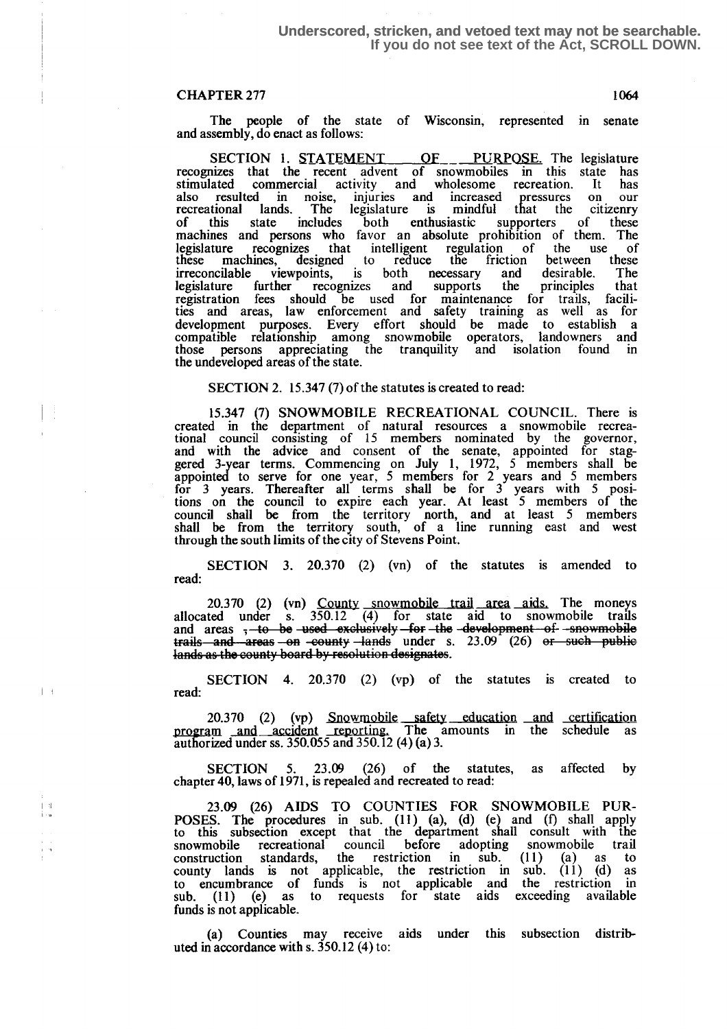**Underscored, stricken, and vetoed text may not be searchable. If you do not see text of the Act, SCROLL DOWN.**

**CHAPTER 277**

The people of the state of Wisconsin, represented in senate and assembly, do enact as follows:

SECTION 1. STATEMENT OF PURPOSE. The legislature recognizes that the recent advent of snowmobiles in this state has stimulated commercial activity and wholesome recreation. It has also resulted in noise, injuries and increased pressures on our recreational lands. The legislature is mindful that the citizenry of this state includes both enthusiastic supporters of these machines and persons who favor an absolute prohibition of them. The legislature recognizes that intelligent regulation of the use of these machines, designed to reduce the friction between these irreconcilable viewpoints, is both necessary and desirable. The legislature further recognizes and supports the principles that registration fees should be used for maintenance for trails, facilities and areas, law enforcement and safety training as well as for development purposes. Every effort should be made to establish a compatible relationship among snowmobile operators, landowners and those persons appreciating the tranquility and isolation found in the undeveloped areas of the state.

SECTION 2. 15.347 (7) of the statutes is created to read:

15.347 (7) SNOWMOBILE RECREATIONAL COUNCIL. There is created in the department of natural resources a snowmobile recreational council consisting of 15 members nominated by the governor, and with the advice and consent of the senate, appointed for staggered 3-year terms. Commencing on July 1, 1972, 5 members shall be appointed to serve for one year, 5 members for 2 years and 5 members for 3 years. Thereafter all terms shall be for 3 years with 5 positions on the council to expire each year. At least 5 members of the council shall be from the territory north, and at least 5 members shall be from the territory south, of a line running east and west through the south limits of the city of Stevens Point.

SECTION 3. 20.370 (2) (vn) of the statutes is amended to read:

20.370 (2) (vn) County snowmobile trail area aids. The moneys allocated under s. 350.12 (4) for state aid to snowmobile trails and areas ~~, to be used exclusively for the development of snowmobile trails and areas on county lands~~ under s. 23.09 (26) ~~or such public lands as the county board by resolution designates~~.

SECTION 4. 20.370 (2) (vp) of the statutes is created to read:

20.370 (2) (vp) Snowmobile safety education and certification program and accident reporting. The amounts in the schedule as authorized under ss. 350.055 and 350.12 (4) (a) 3.

SECTION 5. 23.09 (26) of the statutes, as affected by chapter 40, laws of 1971, is repealed and recreated to read:

23.09 (26) AIDS TO COUNTIES FOR SNOWMOBILE PURPOSES. The procedures in sub. (11) (a), (d) (e) and (f) shall apply to this subsection except that the department shall consult with the snowmobile recreational council before adopting snowmobile trail construction standards, the restriction in sub. (11) (a) as to county lands is not applicable, the restriction in sub. (11) (d) as to encumbrance of funds is not applicable and the restriction in sub. (11) (e) as to requests for state aids exceeding available funds is not applicable.

(a) Counties may receive aids under this subsection distributed in accordance with s. 350.12 (4) to: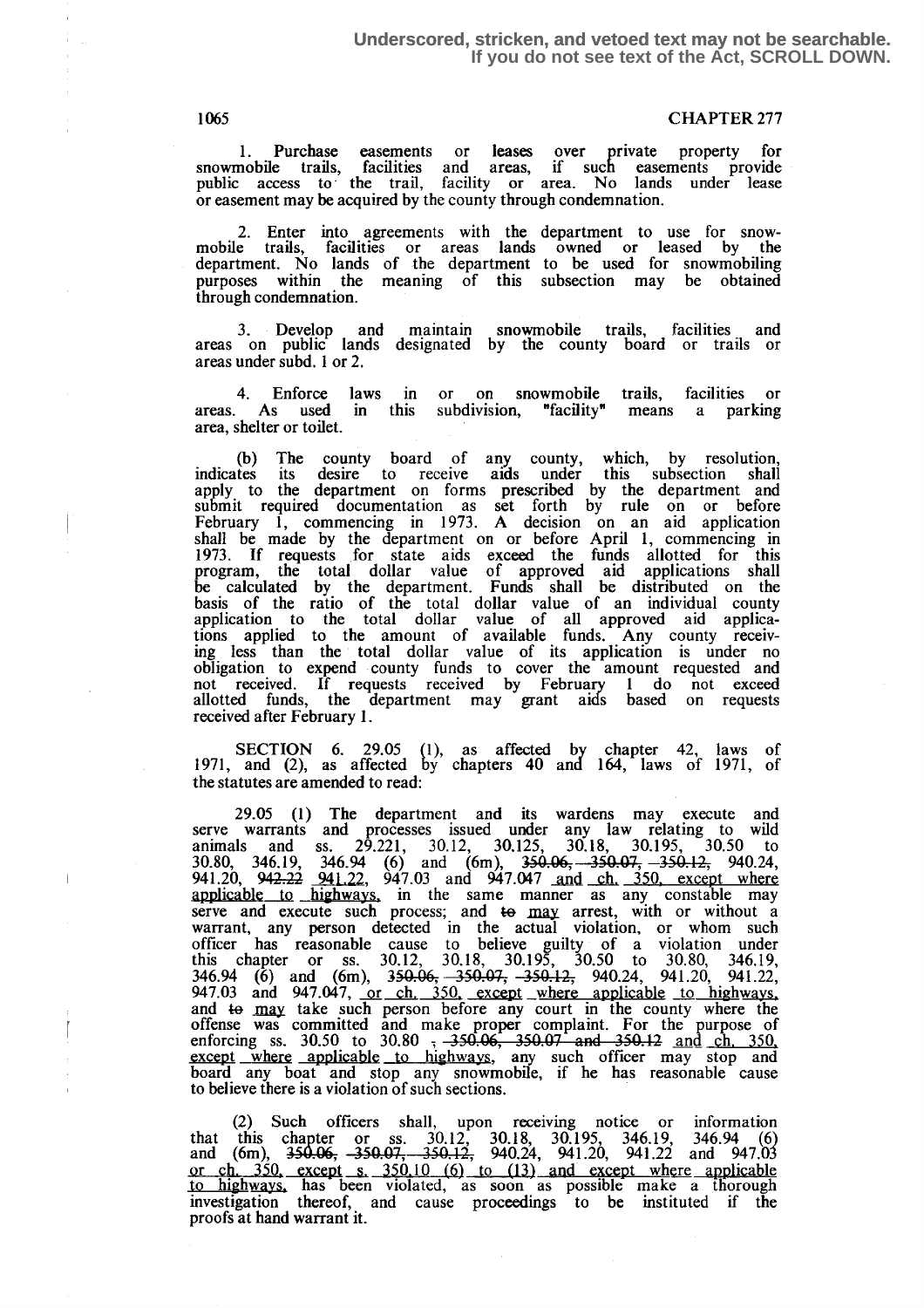1. Purchase easements or leases over private property for snowmobile trails, facilities and areas, if such easements provide public access to the trail, facility or area. No lands under lease or easement may be acquired by the county through condemnation.

2. Enter into agreements with the department to use for snowmobile trails, facilities or areas lands owned or leased by the department. No lands of the department to be used for snowmobiling purposes within the meaning of this subsection may be obtained through condemnation.

3. Develop and maintain snowmobile trails, facilities and areas on public lands designated by the county board or trails or areas under subd. 1 or 2.

4. Enforce laws in or on snowmobile trails, facilities or areas. As used in this subdivision, "facility" means a parking area, shelter or toilet.

(b) The county board of any county, which, by resolution, indicates its desire to receive aids under this subsection shall apply to the department on forms prescribed by the department and submit required documentation as set forth by rule on or before February 1, commencing in 1973. A decision on an aid application shall be made by the department on or before April 1, commencing in 1973. If requests for state aids exceed the funds allotted for this program, the total dollar value of approved aid applications shall be calculated by the department. Funds shall be distributed on the basis of the ratio of the total dollar value of an individual county application to the total dollar value of all approved aid applications applied to the amount of available funds. Any county receiving less than the total dollar value of its application is under no obligation to expend county funds to cover the amount requested and not received. If requests received by February 1 do not exceed allotted funds, the department may grant aids based on requests received after February 1.

SECTION 6. 29.05 (1), as affected by chapter 42, laws of 1971, and (2), as affected by chapters 40 and 164, laws of 1971, of the statutes are amended to read:

29.05 (1) The department and its wardens may execute and serve warrants and processes issued under any law relating to wild animals and ss. 29.221, 30.12, 30.125, 30.18, 30.195, 30.50 to 30.80, 346.19, 346.94 (6) and (6m), ~~350.06, 350.07, 350.12,~~ 940.24, 941.20, ~~942.22~~ 941.22, 947.03 and 947.047 and ch. 350, except where applicable to highways, in the same manner as any constable may serve and execute such process; and ~~to~~ may arrest, with or without a warrant, any person detected in the actual violation, or whom such officer has reasonable cause to believe guilty of a violation under this chapter or ss. 30.12, 30.18, 30.195, 30.50 to 30.80, 346.19, 346.94 (6) and (6m), ~~350.06, 350.07, 350.12,~~ 940.24, 941.20, 941.22, 947.03 and 947.047, or ch. 350, except where applicable to highways, and ~~to~~ may take such person before any court in the county where the offense was committed and make proper complaint. For the purpose of enforcing ss. 30.50 to 30.80 ~~, 350.06, 350.07 and 350.12~~ and ch. 350, except where applicable to highways, any such officer may stop and board any boat and stop any snowmobile, if he has reasonable cause to believe there is a violation of such sections.

(2) Such officers shall, upon receiving notice or information that this chapter or ss. 30.12, 30.18, 30.195, 346.19, 346.94 (6) and (6m), ~~350.06, 350.07, 350.12,~~ 940.24, 941.20, 941.22 and 947.03 or ch. 350, except s. 350.10 (6) to (13) and except where applicable to highways, has been violated, as soon as possible make a thorough investigation thereof, and cause proceedings to be instituted if the proofs at hand warrant it.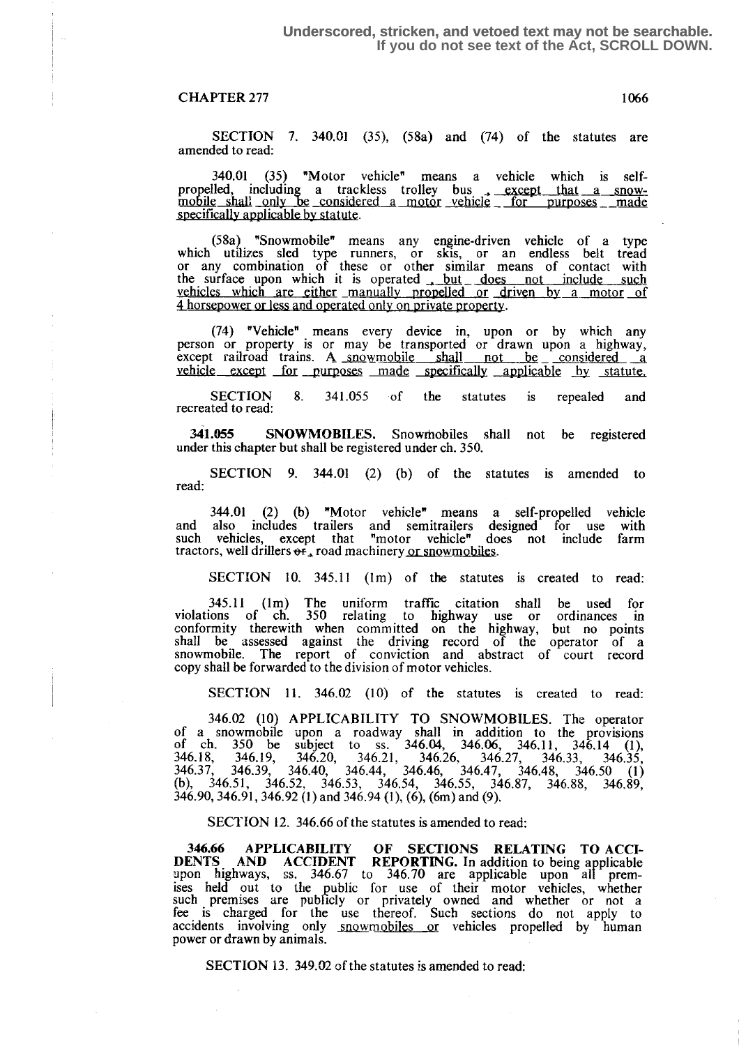**Underscored, stricken, and vetoed text may not be searchable. If you do not see text of the Act, SCROLL DOWN.**

**CHAPTER 277**

SECTION 7. 340.01 (35), (58a) and (74) of the statutes are amended to read:

340.01 (35) "Motor vehicle" means a vehicle which is self-propelled, including a trackless trolley bus , except that a snowmobile shall only be considered a motor vehicle for purposes made specifically applicable by statute.

(58a) "Snowmobile" means any engine-driven vehicle of a type which utilizes sled type runners, or skis, or an endless belt tread or any combination of these or other similar means of contact with the surface upon which it is operated , but does not include such vehicles which are either manually propelled or driven by a motor of 4 horsepower or less and operated only on private property.

(74) "Vehicle" means every device in, upon or by which any person or property is or may be transported or drawn upon a highway, except railroad trains. A snowmobile shall not be considered a vehicle except for purposes made specifically applicable by statute.

SECTION 8. 341.055 of the statutes is repealed and recreated to read:

**341.055 SNOWMOBILES.** Snowmobiles shall not be registered under this chapter but shall be registered under ch. 350.

SECTION 9. 344.01 (2) (b) of the statutes is amended to read:

344.01 (2) (b) "Motor vehicle" means a self-propelled vehicle and also includes trailers and semitrailers designed for use with such vehicles, except that "motor vehicle" does not include farm tractors, well drillers ~~or~~, road machinery or snowmobiles.

SECTION 10. 345.11 (1m) of the statutes is created to read:

345.11 (1m) The uniform traffic citation shall be used for violations of ch. 350 relating to highway use or ordinances in conformity therewith when committed on the highway, but no points shall be assessed against the driving record of the operator of a snowmobile. The report of conviction and abstract of court record copy shall be forwarded to the division of motor vehicles.

SECTION 11. 346.02 (10) of the statutes is created to read:

346.02 (10) APPLICABILITY TO SNOWMOBILES. The operator of a snowmobile upon a roadway shall in addition to the provisions of ch. 350 be subject to ss. 346.04, 346.06, 346.11, 346.14 (1), 346.18, 346.19, 346.20, 346.21, 346.26, 346.27, 346.33, 346.35, 346.37, 346.39, 346.40, 346.44, 346.46, 346.47, 346.48, 346.50 (1) (b), 346.51, 346.52, 346.53, 346.54, 346.55, 346.87, 346.88, 346.89, 346.90, 346.91, 346.92 (1) and 346.94 (1), (6), (6m) and (9).

SECTION 12. 346.66 of the statutes is amended to read:

**346.66 APPLICABILITY OF SECTIONS RELATING TO ACCIDENTS AND ACCIDENT REPORTING.** In addition to being applicable upon highways, ss. 346.67 to 346.70 are applicable upon all premises held out to the public for use of their motor vehicles, whether such premises are publicly or privately owned and whether or not a fee is charged for the use thereof. Such sections do not apply to accidents involving only snowmobiles or vehicles propelled by human power or drawn by animals.

SECTION 13. 349.02 of the statutes is amended to read: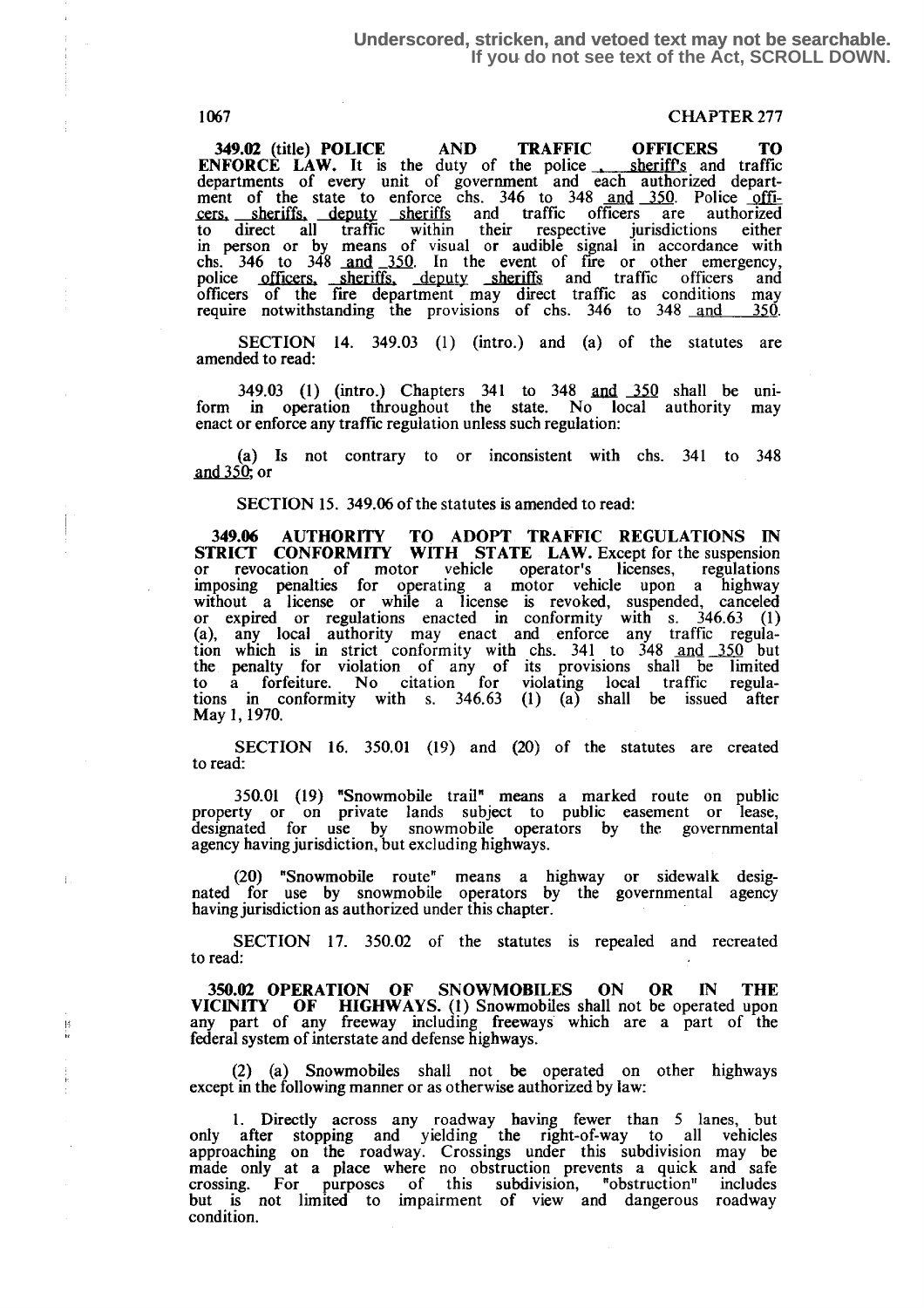**349.02 (title) POLICE AND TRAFFIC OFFICERS TO ENFORCE LAW.** It is the duty of the police, sheriff's and traffic departments of every unit of government and each authorized department of the state to enforce chs. 346 to 348 and 350. Police officers, sheriffs, deputy sheriffs and traffic officers are authorized to direct all traffic within their respective jurisdictions either in person or by means of visual or audible signal in accordance with chs. 346 to 348 and 350. In the event of fire or other emergency, police officers, sheriffs, deputy sheriffs and traffic officers and officers of the fire department may direct traffic as conditions may require notwithstanding the provisions of chs. 346 to 348 and 350.

SECTION 14. 349.03 (1) (intro.) and (a) of the statutes are amended to read:

349.03 (1) (intro.) Chapters 341 to 348 and 350 shall be uniform in operation throughout the state. No local authority may enact or enforce any traffic regulation unless such regulation:

(a) Is not contrary to or inconsistent with chs. 341 to 348 and 350; or

SECTION 15. 349.06 of the statutes is amended to read:

**349.06 AUTHORITY TO ADOPT TRAFFIC REGULATIONS IN STRICT CONFORMITY WITH STATE LAW.** Except for the suspension or revocation of motor vehicle operator's licenses, regulations imposing penalties for operating a motor vehicle upon a highway without a license or while a license is revoked, suspended, canceled or expired or regulations enacted in conformity with s. 346.63 (1) (a), any local authority may enact and enforce any traffic regulation which is in strict conformity with chs. 341 to 348 and 350 but the penalty for violation of any of its provisions shall be limited to a forfeiture. No citation for violating local traffic regulations in conformity with s. 346.63 (1) (a) shall be issued after May 1, 1970.

SECTION 16. 350.01 (19) and (20) of the statutes are created to read:

350.01 (19) "Snowmobile trail" means a marked route on public property or on private lands subject to public easement or lease, designated for use by snowmobile operators by the governmental agency having jurisdiction, but excluding highways.

(20) "Snowmobile route" means a highway or sidewalk designated for use by snowmobile operators by the governmental agency having jurisdiction as authorized under this chapter.

SECTION 17. 350.02 of the statutes is repealed and recreated to read:

**350.02 OPERATION OF SNOWMOBILES ON OR IN THE VICINITY OF HIGHWAYS.** (1) Snowmobiles shall not be operated upon any part of any freeway including freeways which are a part of the federal system of interstate and defense highways.

(2) (a) Snowmobiles shall not be operated on other highways except in the following manner or as otherwise authorized by law:

1. Directly across any roadway having fewer than 5 lanes, but only after stopping and yielding the right-of-way to all vehicles approaching on the roadway. Crossings under this subdivision may be made only at a place where no obstruction prevents a quick and safe crossing. For purposes of this subdivision, "obstruction" includes but is not limited to impairment of view and dangerous roadway condition.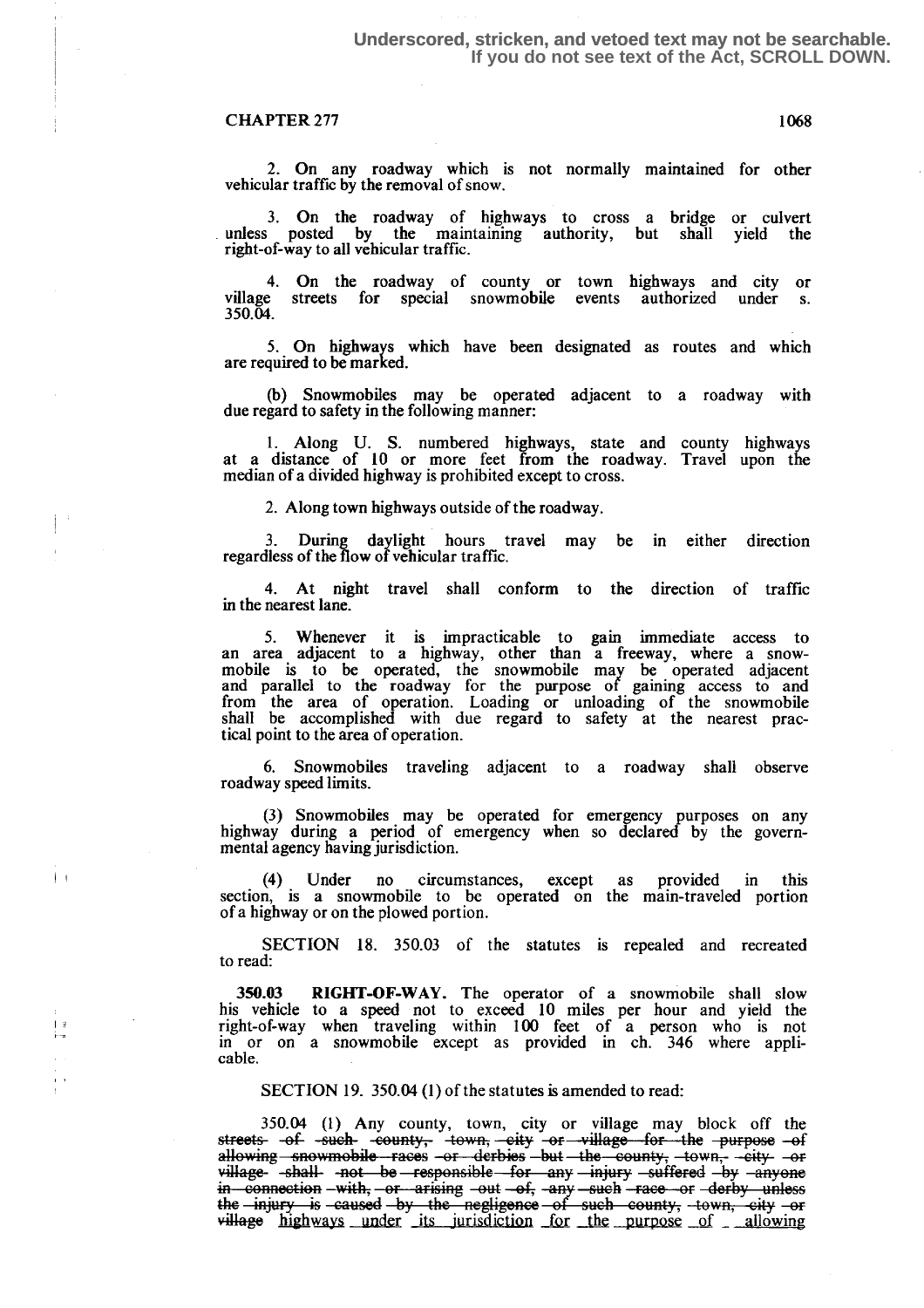2. On any roadway which is not normally maintained for other vehicular traffic by the removal of snow.

3. On the roadway of highways to cross a bridge or culvert unless posted by the maintaining authority, but shall yield the right-of-way to all vehicular traffic.

4. On the roadway of county or town highways and city or village streets for special snowmobile events authorized under s. 350.04.

5. On highways which have been designated as routes and which are required to be marked.

(b) Snowmobiles may be operated adjacent to a roadway with due regard to safety in the following manner:

1. Along U. S. numbered highways, state and county highways at a distance of 10 or more feet from the roadway. Travel upon the median of a divided highway is prohibited except to cross.

2. Along town highways outside of the roadway.

3. During daylight hours travel may be in either direction regardless of the flow of vehicular traffic.

4. At night travel shall conform to the direction of traffic in the nearest lane.

5. Whenever it is impracticable to gain immediate access to an area adjacent to a highway, other than a freeway, where a snowmobile is to be operated, the snowmobile may be operated adjacent and parallel to the roadway for the purpose of gaining access to and from the area of operation. Loading or unloading of the snowmobile shall be accomplished with due regard to safety at the nearest practical point to the area of operation.

6. Snowmobiles traveling adjacent to a roadway shall observe roadway speed limits.

(3) Snowmobiles may be operated for emergency purposes on any highway during a period of emergency when so declared by the governmental agency having jurisdiction.

(4) Under no circumstances, except as provided in this section, is a snowmobile to be operated on the main-traveled portion of a highway or on the plowed portion.

SECTION 18. 350.03 of the statutes is repealed and recreated to read:

**350.03 RIGHT-OF-WAY.** The operator of a snowmobile shall slow his vehicle to a speed not to exceed 10 miles per hour and yield the right-of-way when traveling within 100 feet of a person who is not in or on a snowmobile except as provided in ch. 346 where applicable.

SECTION 19. 350.04 (1) of the statutes is amended to read:

350.04 (1) Any county, town, city or village may block off the ~~streets of such county, town, city or village for the purpose of allowing snowmobile races or derbies but the county, town, city or village shall not be responsible for any injury suffered by anyone in connection with, or arising out of, any such race or derby unless the injury is caused by the negligence of such county, town, city or village~~ highways under its jurisdiction for the purpose of allowing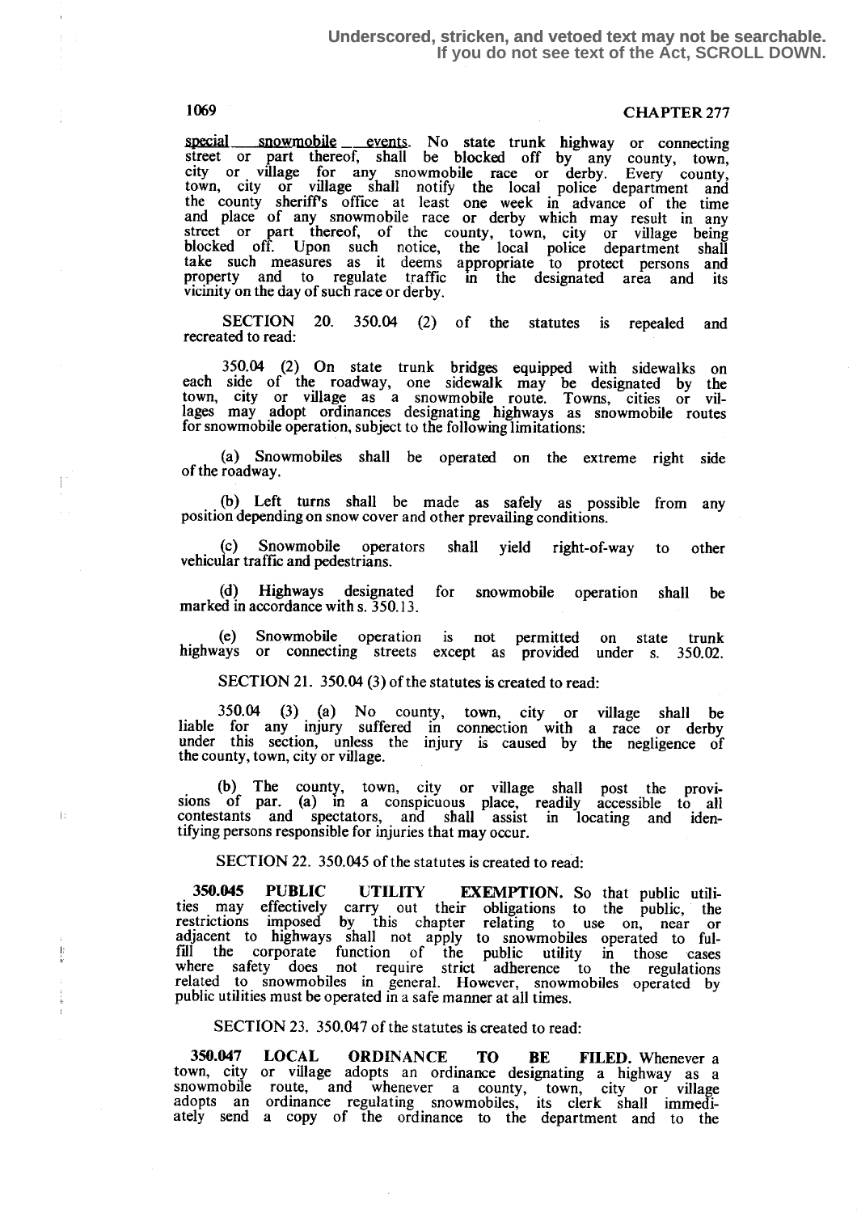Underscored, stricken, and vetoed text may not be searchable. If you do not see text of the Act, SCROLL DOWN.

special snowmobile events. No state trunk highway or connecting street or part thereof, shall be blocked off by any county, town, city or village for any snowmobile race or derby. Every county, town, city or village shall notify the local police department and the county sheriff's office at least one week in advance of the time and place of any snowmobile race or derby which may result in any street or part thereof, of the county, town, city or village being blocked off. Upon such notice, the local police department shall take such measures as it deems appropriate to protect persons and property and to regulate traffic in the designated area and its vicinity on the day of such race or derby.

SECTION 20. 350.04 (2) of the statutes is repealed and recreated to read:

350.04 (2) On state trunk bridges equipped with sidewalks on each side of the roadway, one sidewalk may be designated by the town, city or village as a snowmobile route. Towns, cities or villages may adopt ordinances designating highways as snowmobile routes for snowmobile operation, subject to the following limitations:

(a) Snowmobiles shall be operated on the extreme right side of the roadway.

(b) Left turns shall be made as safely as possible from any position depending on snow cover and other prevailing conditions.

(c) Snowmobile operators shall yield right-of-way to other vehicular traffic and pedestrians.

(d) Highways designated for snowmobile operation shall be marked in accordance with s. 350.13.

(e) Snowmobile operation is not permitted on state trunk highways or connecting streets except as provided under s. 350.02.

SECTION 21. 350.04 (3) of the statutes is created to read:

350.04 (3) (a) No county, town, city or village shall be liable for any injury suffered in connection with a race or derby under this section, unless the injury is caused by the negligence of the county, town, city or village.

(b) The county, town, city or village shall post the provisions of par. (a) in a conspicuous place, readily accessible to all contestants and spectators, and shall assist in locating and identifying persons responsible for injuries that may occur.

SECTION 22. 350.045 of the statutes is created to read:

**350.045 PUBLIC UTILITY EXEMPTION.** So that public utilities may effectively carry out their obligations to the public, the restrictions imposed by this chapter relating to use on, near or adjacent to highways shall not apply to snowmobiles operated to fulfill the corporate function of the public utility in those cases where safety does not require strict adherence to the regulations related to snowmobiles in general. However, snowmobiles operated by public utilities must be operated in a safe manner at all times.

SECTION 23. 350.047 of the statutes is created to read:

**350.047 LOCAL ORDINANCE TO BE FILED.** Whenever a town, city or village adopts an ordinance designating a highway as a snowmobile route, and whenever a county, town, city or village adopts an ordinance regulating snowmobiles, its clerk shall immediately send a copy of the ordinance to the department and to the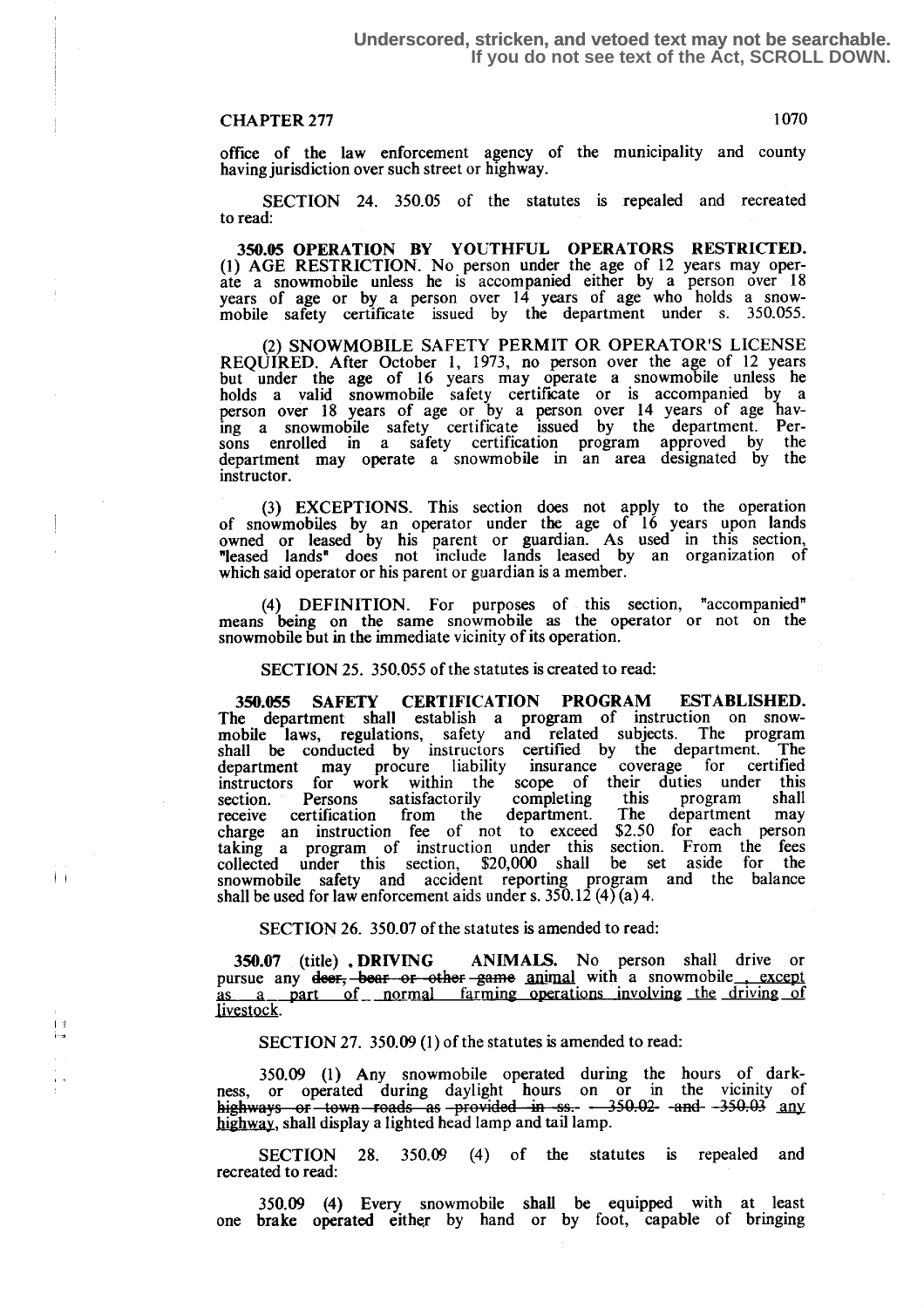Underscored, stricken, and vetoed text may not be searchable. If you do not see text of the Act, SCROLL DOWN.

office of the law enforcement agency of the municipality and county having jurisdiction over such street or highway.

SECTION 24. 350.05 of the statutes is repealed and recreated to read:

**350.05 OPERATION BY YOUTHFUL OPERATORS RESTRICTED.** (1) AGE RESTRICTION. No person under the age of 12 years may operate a snowmobile unless he is accompanied either by a person over 18 years of age or by a person over 14 years of age who holds a snowmobile safety certificate issued by the department under s. 350.055.

(2) SNOWMOBILE SAFETY PERMIT OR OPERATOR'S LICENSE REQUIRED. After October 1, 1973, no person over the age of 12 years but under the age of 16 years may operate a snowmobile unless he holds a valid snowmobile safety certificate or is accompanied by a person over 18 years of age or by a person over 14 years of age having a snowmobile safety certificate issued by the department. Persons enrolled in a safety certification program approved by the department may operate a snowmobile in an area designated by the instructor.

(3) EXCEPTIONS. This section does not apply to the operation of snowmobiles by an operator under the age of 16 years upon lands owned or leased by his parent or guardian. As used in this section, "leased lands" does not include lands leased by an organization of which said operator or his parent or guardian is a member.

(4) DEFINITION. For purposes of this section, "accompanied" means being on the same snowmobile as the operator or not on the snowmobile but in the immediate vicinity of its operation.

SECTION 25. 350.055 of the statutes is created to read:

**350.055 SAFETY CERTIFICATION PROGRAM ESTABLISHED.** The department shall establish a program of instruction on snowmobile laws, regulations, safety and related subjects. The program shall be conducted by instructors certified by the department. The department may procure liability insurance coverage for certified instructors for work within the scope of their duties under this section. Persons satisfactorily completing this program shall receive certification from the department. The department may charge an instruction fee of not to exceed $2.50 for each person taking a program of instruction under this section. From the fees collected under this section, $20,000 shall be set aside for the snowmobile safety and accident reporting program and the balance shall be used for law enforcement aids under s. 350.12 (4) (a) 4.

SECTION 26. 350.07 of the statutes is amended to read:

**350.07** (title) **. DRIVING ANIMALS.** No person shall drive or pursue any ~~deer, bear or other game~~ animal with a snowmobile, except as a part of normal farming operations involving the driving of livestock.

SECTION 27. 350.09 (1) of the statutes is amended to read:

350.09 (1) Any snowmobile operated during the hours of darkness, or operated during daylight hours on or in the vicinity of ~~highways or town roads as provided in ss. 350.02 and 350.03~~ any highway, shall display a lighted head lamp and tail lamp.

SECTION 28. 350.09 (4) of the statutes is repealed and recreated to read:

350.09 (4) Every snowmobile shall be equipped with at least one brake operated either by hand or by foot, capable of bringing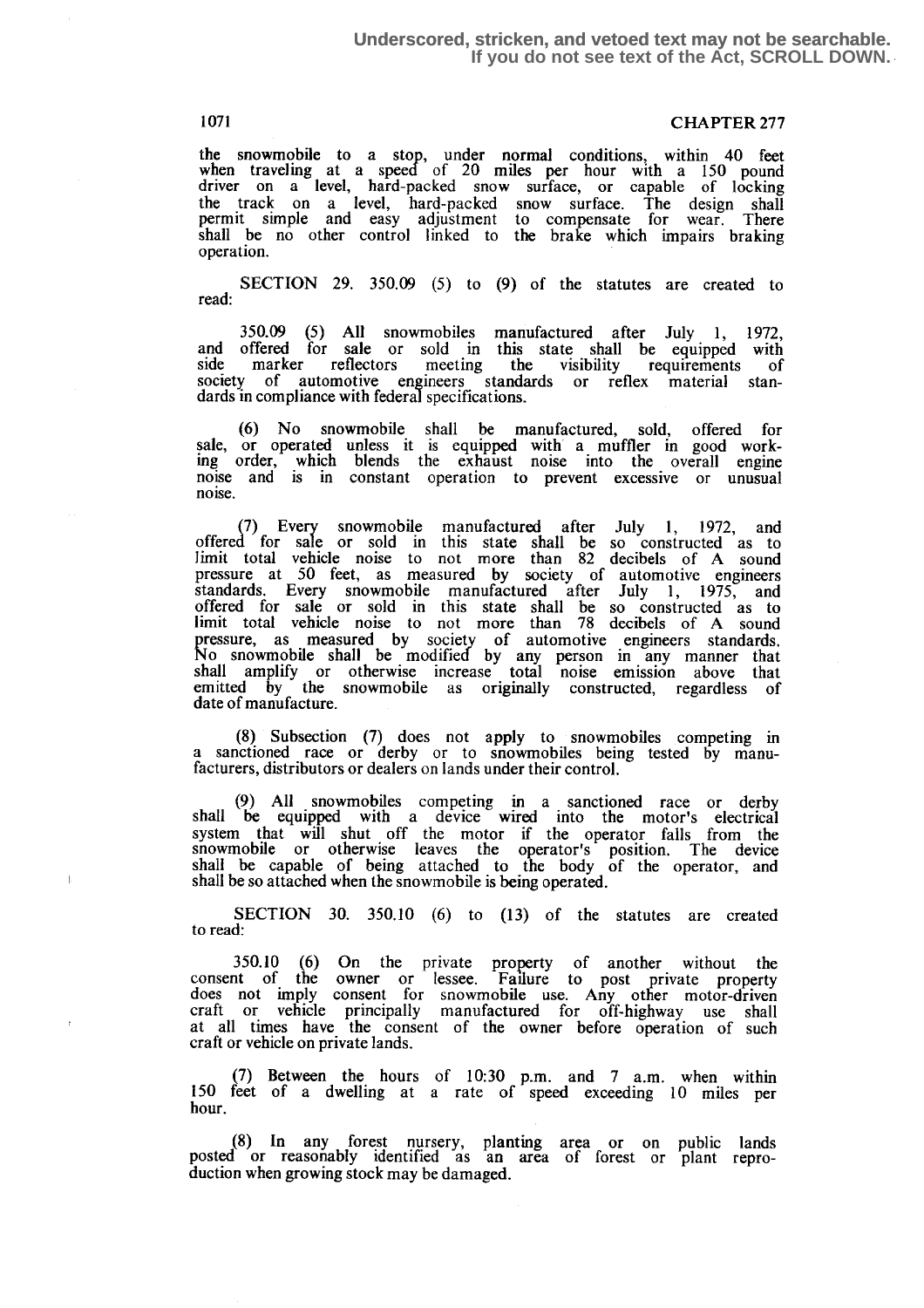the snowmobile to a stop, under normal conditions, within 40 feet when traveling at a speed of 20 miles per hour with a 150 pound driver on a level, hard-packed snow surface, or capable of locking the track on a level, hard-packed snow surface. The design shall permit simple and easy adjustment to compensate for wear. There shall be no other control linked to the brake which impairs braking operation.

SECTION 29. 350.09 (5) to (9) of the statutes are created to read:

350.09 (5) All snowmobiles manufactured after July 1, 1972, and offered for sale or sold in this state shall be equipped with side marker reflectors meeting the visibility requirements of society of automotive engineers standards or reflex material standards in compliance with federal specifications.

(6) No snowmobile shall be manufactured, sold, offered for sale, or operated unless it is equipped with a muffler in good working order, which blends the exhaust noise into the overall engine noise and is in constant operation to prevent excessive or unusual noise.

(7) Every snowmobile manufactured after July 1, 1972, and offered for sale or sold in this state shall be so constructed as to limit total vehicle noise to not more than 82 decibels of A sound pressure at 50 feet, as measured by society of automotive engineers standards. Every snowmobile manufactured after July 1, 1975, and offered for sale or sold in this state shall be so constructed as to limit total vehicle noise to not more than 78 decibels of A sound pressure, as measured by society of automotive engineers standards. No snowmobile shall be modified by any person in any manner that shall amplify or otherwise increase total noise emission above that emitted by the snowmobile as originally constructed, regardless of date of manufacture.

(8) Subsection (7) does not apply to snowmobiles competing in a sanctioned race or derby or to snowmobiles being tested by manufacturers, distributors or dealers on lands under their control.

(9) All snowmobiles competing in a sanctioned race or derby shall be equipped with a device wired into the motor's electrical system that will shut off the motor if the operator falls from the snowmobile or otherwise leaves the operator's position. The device shall be capable of being attached to the body of the operator, and shall be so attached when the snowmobile is being operated.

SECTION 30. 350.10 (6) to (13) of the statutes are created to read:

350.10 (6) On the private property of another without the consent of the owner or lessee. Failure to post private property does not imply consent for snowmobile use. Any other motor-driven craft or vehicle principally manufactured for off-highway use shall at all times have the consent of the owner before operation of such craft or vehicle on private lands.

(7) Between the hours of 10:30 p.m. and 7 a.m. when within 150 feet of a dwelling at a rate of speed exceeding 10 miles per hour.

(8) In any forest nursery, planting area or on public lands posted or reasonably identified as an area of forest or plant reproduction when growing stock may be damaged.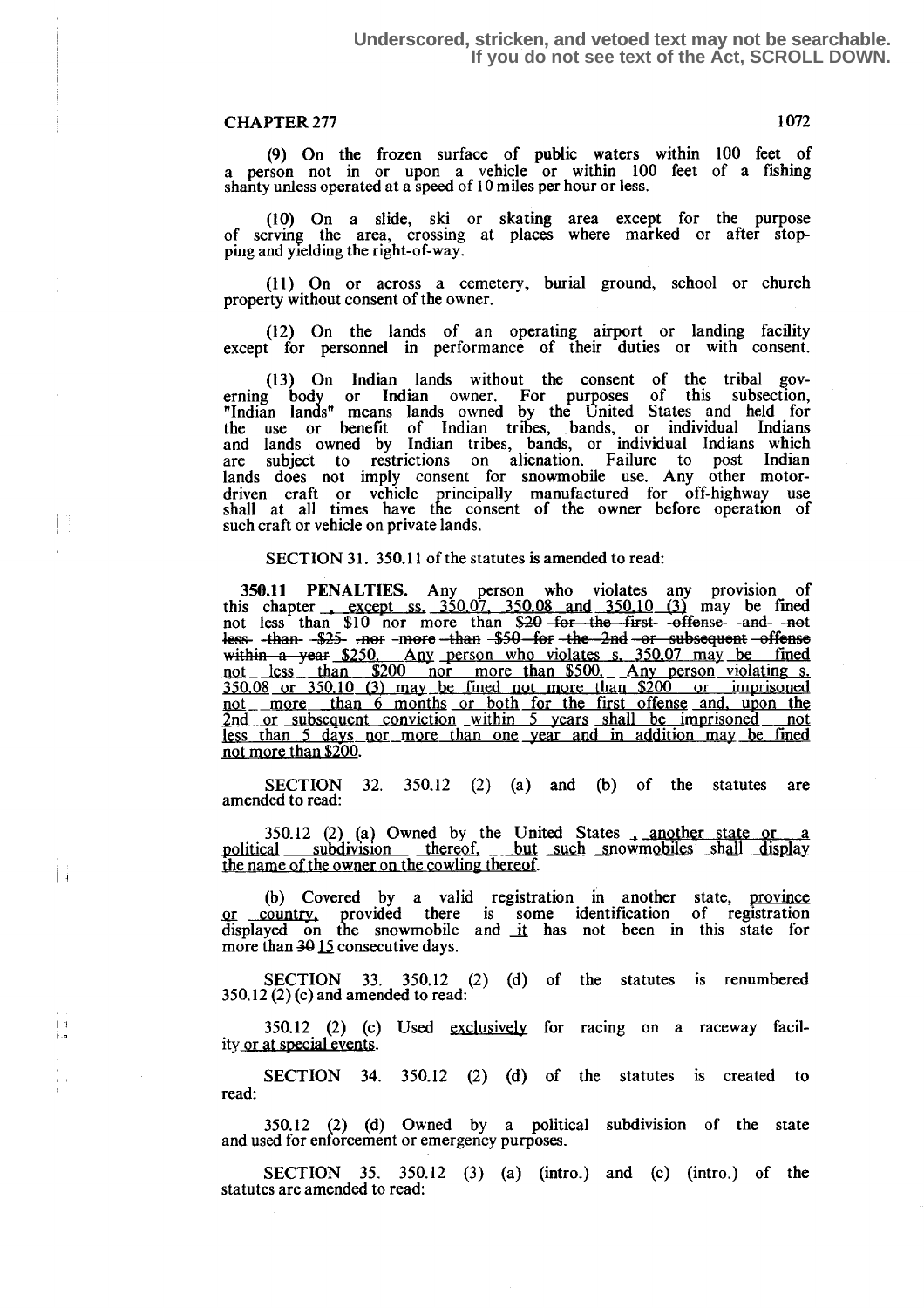Underscored, stricken, and vetoed text may not be searchable.
If you do not see text of the Act, SCROLL DOWN.

CHAPTER 277

(9) On the frozen surface of public waters within 100 feet of a person not in or upon a vehicle or within 100 feet of a fishing shanty unless operated at a speed of 10 miles per hour or less.

(10) On a slide, ski or skating area except for the purpose of serving the area, crossing at places where marked or after stopping and yielding the right-of-way.

(11) On or across a cemetery, burial ground, school or church property without consent of the owner.

(12) On the lands of an operating airport or landing facility except for personnel in performance of their duties or with consent.

(13) On Indian lands without the consent of the tribal governing body or Indian owner. For purposes of this subsection, "Indian lands" means lands owned by the United States and held for the use or benefit of Indian tribes, bands, or individual Indians and lands owned by Indian tribes, bands, or individual Indians which are subject to restrictions on alienation. Failure to post Indian lands does not imply consent for snowmobile use. Any other motor-driven craft or vehicle principally manufactured for off-highway use shall at all times have the consent of the owner before operation of such craft or vehicle on private lands.

SECTION 31. 350.11 of the statutes is amended to read:

**350.11 PENALTIES.** Any person who violates any provision of this chapter, except ss. 350.07, 350.08 and 350.10 (3) may be fined not less than $10 nor more than ~~$20 for the first offense and not less than $25 nor more than $50 for the 2nd or subsequent offense within a year~~ $250. Any person who violates s. 350.07 may be fined not less than $200 nor more than $500. Any person violating s. 350.08 or 350.10 (3) may be fined not more than $200 or imprisoned not more than 6 months or both for the first offense and, upon the 2nd or subsequent conviction within 5 years shall be imprisoned not less than 5 days nor more than one year and in addition may be fined not more than $200.

SECTION 32. 350.12 (2) (a) and (b) of the statutes are amended to read:

350.12 (2) (a) Owned by the United States, another state or a political subdivision thereof, but such snowmobiles shall display the name of the owner on the cowling thereof.

(b) Covered by a valid registration in another state, province or country, provided there is some identification of registration displayed on the snowmobile and it has not been in this state for more than ~~30~~ 15 consecutive days.

SECTION 33. 350.12 (2) (d) of the statutes is renumbered 350.12 (2) (c) and amended to read:

350.12 (2) (c) Used exclusively for racing on a raceway facility or at special events.

SECTION 34. 350.12 (2) (d) of the statutes is created to read:

350.12 (2) (d) Owned by a political subdivision of the state and used for enforcement or emergency purposes.

SECTION 35. 350.12 (3) (a) (intro.) and (c) (intro.) of the statutes are amended to read: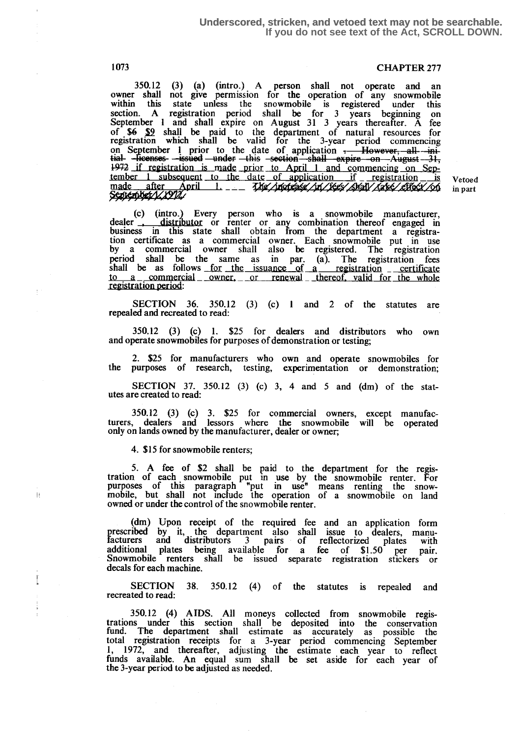Underscored, stricken, and vetoed text may not be searchable. If you do not see text of the Act, SCROLL DOWN.

350.12 (3) (a) (intro.) A person shall not operate and an owner shall not give permission for the operation of any snowmobile within this state unless the snowmobile is registered under this section. A registration period shall be for 3 years beginning on September 1 and shall expire on August 31 3 years thereafter. A fee of ~~$6~~ $9 shall be paid to the department of natural resources for registration which shall be valid for the 3-year period commencing on September 1 prior to the date of application ~~. However, all initial licenses issued under this section shall expire on August 31, 1972~~ if registration is made prior to April 1 and commencing on September 1 subsequent to the date of application if registration is made after April 1. ~~The increase in fees shall take effect on September 1, 1972.~~ Vetoed in part

(c) (intro.) Every person who is a snowmobile manufacturer, dealer ~~,~~ distributor or renter or any combination thereof engaged in business in this state shall obtain from the department a registration certificate as a commercial owner. Each snowmobile put in use by a commercial owner shall also be registered. The registration period shall be the same as in par. (a). The registration fees shall be as follows for the issuance of a registration certificate to a commercial owner, or renewal thereof, valid for the whole registration period:

SECTION 36. 350.12 (3) (c) 1 and 2 of the statutes are repealed and recreated to read:

350.12 (3) (c) 1. $25 for dealers and distributors who own and operate snowmobiles for purposes of demonstration or testing;

2. $25 for manufacturers who own and operate snowmobiles for the purposes of research, testing, experimentation or demonstration;

SECTION 37. 350.12 (3) (c) 3, 4 and 5 and (dm) of the statutes are created to read:

350.12 (3) (c) 3. $25 for commercial owners, except manufacturers, dealers and lessors where the snowmobile will be operated only on lands owned by the manufacturer, dealer or owner;

4. $15 for snowmobile renters;

5. A fee of $2 shall be paid to the department for the registration of each snowmobile put in use by the snowmobile renter. For purposes of this paragraph "put in use" means renting the snowmobile, but shall not include the operation of a snowmobile on land owned or under the control of the snowmobile renter.

(dm) Upon receipt of the required fee and an application form prescribed by it, the department also shall issue to dealers, manufacturers and distributors 3 pairs of reflectorized plates with additional plates being available for a fee of $1.50 per pair. Snowmobile renters shall be issued separate registration stickers or decals for each machine.

SECTION 38. 350.12 (4) of the statutes is repealed and recreated to read:

350.12 (4) AIDS. All moneys collected from snowmobile registrations under this section shall be deposited into the conservation fund. The department shall estimate as accurately as possible the total registration receipts for a 3-year period commencing September 1, 1972, and thereafter, adjusting the estimate each year to reflect funds available. An equal sum shall be set aside for each year of the 3-year period to be adjusted as needed.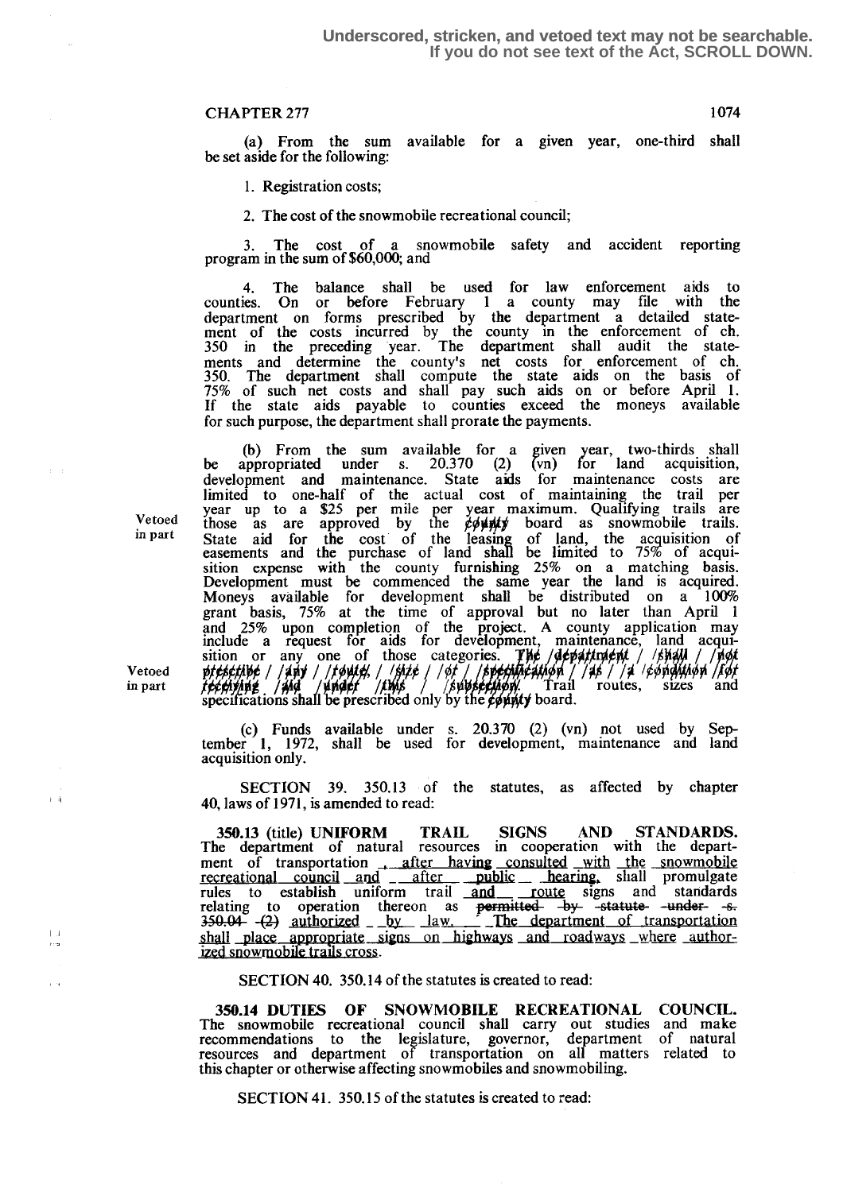**Underscored, stricken, and vetoed text may not be searchable. If you do not see text of the Act, SCROLL DOWN.**

(a) From the sum available for a given year, one-third shall be set aside for the following:

1. Registration costs;

2. The cost of the snowmobile recreational council;

3. The cost of a snowmobile safety and accident reporting program in the sum of $60,000; and

4. The balance shall be used for law enforcement aids to counties. On or before February 1 a county may file with the department on forms prescribed by the department a detailed statement of the costs incurred by the county in the enforcement of ch. 350 in the preceding year. The department shall audit the statements and determine the county's net costs for enforcement of ch. 350. The department shall compute the state aids on the basis of 75% of such net costs and shall pay such aids on or before April 1. If the state aids payable to counties exceed the moneys available for such purpose, the department shall prorate the payments.

(b) From the sum available for a given year, two-thirds shall be appropriated under s. 20.370 (2) (vn) for land acquisition, development and maintenance. State aids for maintenance costs are limited to one-half of the actual cost of maintaining the trail per year up to a $25 per mile per year maximum. Qualifying trails are those as are approved by the ~~county~~ board as snowmobile trails. State aid for the cost of the leasing of land, the acquisition of easements and the purchase of land shall be limited to 75% of acquisition expense with the county furnishing 25% on a matching basis. Development must be commenced the same year the land is acquired. Moneys available for development shall be distributed on a 100% grant basis, 75% at the time of approval but no later than April 1 and 25% upon completion of the project. A county application may include a request for aids for development, maintenance, land acquisition or any one of those categories. ~~The department shall not prescribe any route, size or specification as a condition for receiving aid under this subsection.~~ Trail routes, sizes and specifications shall be prescribed only by the ~~county~~ board.

Vetoed in part

Vetoed in part

(c) Funds available under s. 20.370 (2) (vn) not used by September 1, 1972, shall be used for development, maintenance and land acquisition only.

SECTION 39. 350.13 of the statutes, as affected by chapter 40, laws of 1971, is amended to read:

**350.13** (title) **UNIFORM TRAIL SIGNS AND STANDARDS.** The department of natural resources in cooperation with the department of transportation , after having consulted with the snowmobile recreational council and after public hearing, shall promulgate rules to establish uniform trail and route signs and standards relating to operation thereon as ~~permitted by statute under s. 350.04 (2)~~ authorized by law. The department of transportation shall place appropriate signs on highways and roadways where authorized snowmobile trails cross.

SECTION 40. 350.14 of the statutes is created to read:

**350.14 DUTIES OF SNOWMOBILE RECREATIONAL COUNCIL.** The snowmobile recreational council shall carry out studies and make recommendations to the legislature, governor, department of natural resources and department of transportation on all matters related to this chapter or otherwise affecting snowmobiles and snowmobiling.

SECTION 41. 350.15 of the statutes is created to read: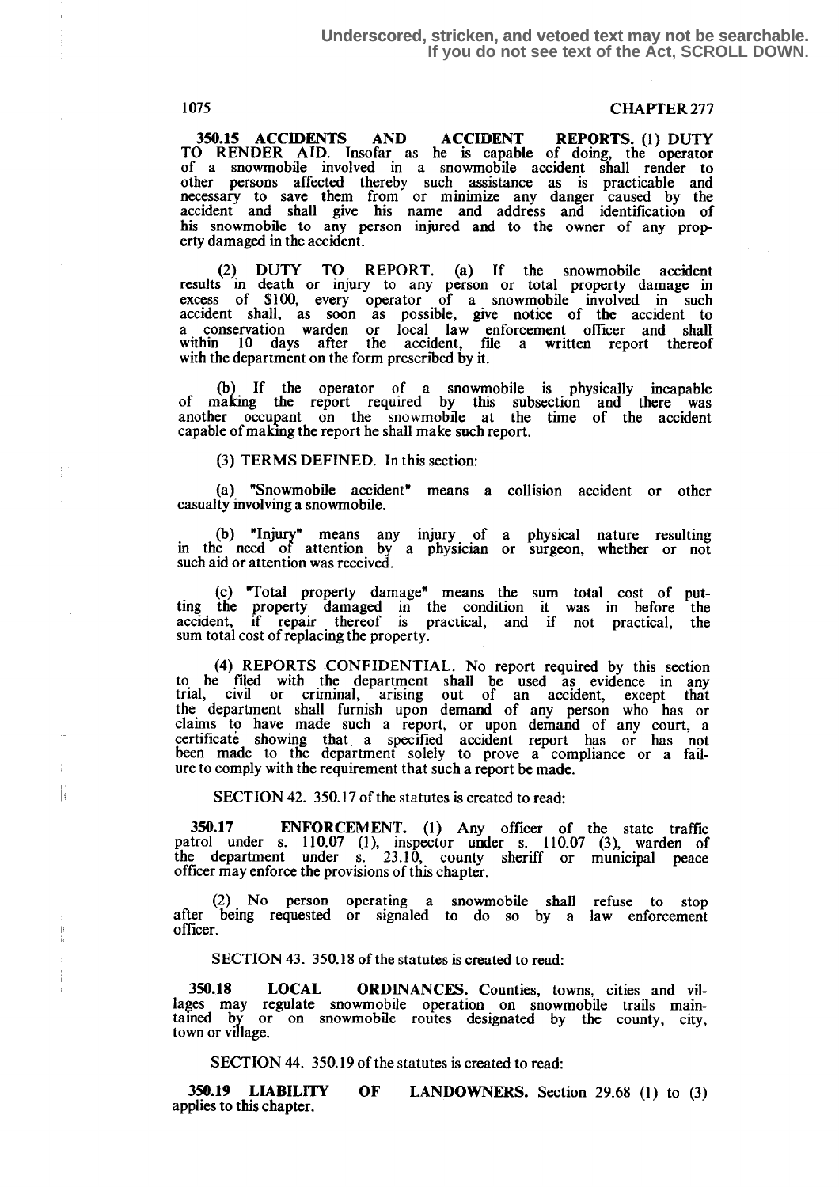**350.15 ACCIDENTS AND ACCIDENT REPORTS.** (1) DUTY TO RENDER AID. Insofar as he is capable of doing, the operator of a snowmobile involved in a snowmobile accident shall render to other persons affected thereby such assistance as is practicable and necessary to save them from or minimize any danger caused by the accident and shall give his name and address and identification of his snowmobile to any person injured and to the owner of any property damaged in the accident.

(2) DUTY TO REPORT. (a) If the snowmobile accident results in death or injury to any person or total property damage in excess of $100, every operator of a snowmobile involved in such accident shall, as soon as possible, give notice of the accident to a conservation warden or local law enforcement officer and shall within 10 days after the accident, file a written report thereof with the department on the form prescribed by it.

(b) If the operator of a snowmobile is physically incapable of making the report required by this subsection and there was another occupant on the snowmobile at the time of the accident capable of making the report he shall make such report.

(3) TERMS DEFINED. In this section:

(a) "Snowmobile accident" means a collision accident or other casualty involving a snowmobile.

(b) "Injury" means any injury of a physical nature resulting in the need of attention by a physician or surgeon, whether or not such aid or attention was received.

(c) "Total property damage" means the sum total cost of putting the property damaged in the condition it was in before the accident, if repair thereof is practical, and if not practical, the sum total cost of replacing the property.

(4) REPORTS CONFIDENTIAL. No report required by this section to be filed with the department shall be used as evidence in any trial, civil or criminal, arising out of an accident, except that the department shall furnish upon demand of any person who has or claims to have made such a report, or upon demand of any court, a certificate showing that a specified accident report has or has not been made to the department solely to prove a compliance or a failure to comply with the requirement that such a report be made.

SECTION 42. 350.17 of the statutes is created to read:

**350.17 ENFORCEMENT.** (1) Any officer of the state traffic patrol under s. 110.07 (1), inspector under s. 110.07 (3), warden of the department under s. 23.10, county sheriff or municipal peace officer may enforce the provisions of this chapter.

(2) No person operating a snowmobile shall refuse to stop after being requested or signaled to do so by a law enforcement officer.

SECTION 43. 350.18 of the statutes is created to read:

**350.18 LOCAL ORDINANCES.** Counties, towns, cities and villages may regulate snowmobile operation on snowmobile trails maintained by or on snowmobile routes designated by the county, city, town or village.

SECTION 44. 350.19 of the statutes is created to read:

**350.19 LIABILITY OF LANDOWNERS.** Section 29.68 (1) to (3) applies to this chapter.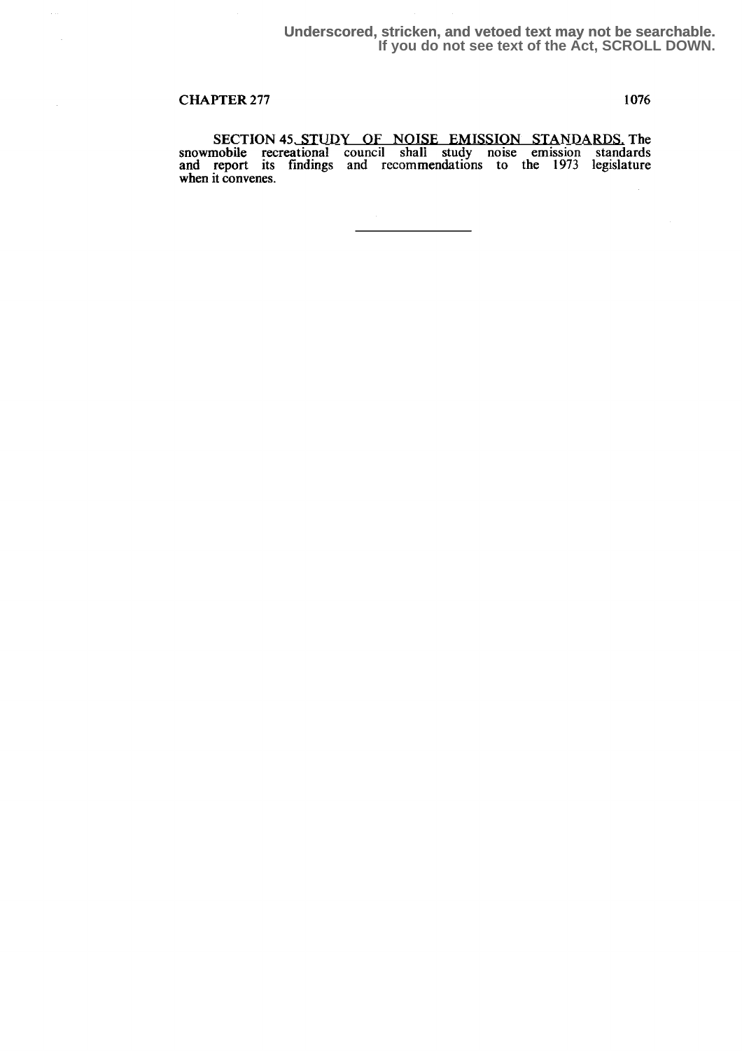SECTION 45. STUDY OF NOISE EMISSION STANDARDS. The snowmobile recreational council shall study noise emission standards and report its findings and recommendations to the 1973 legislature when it convenes.